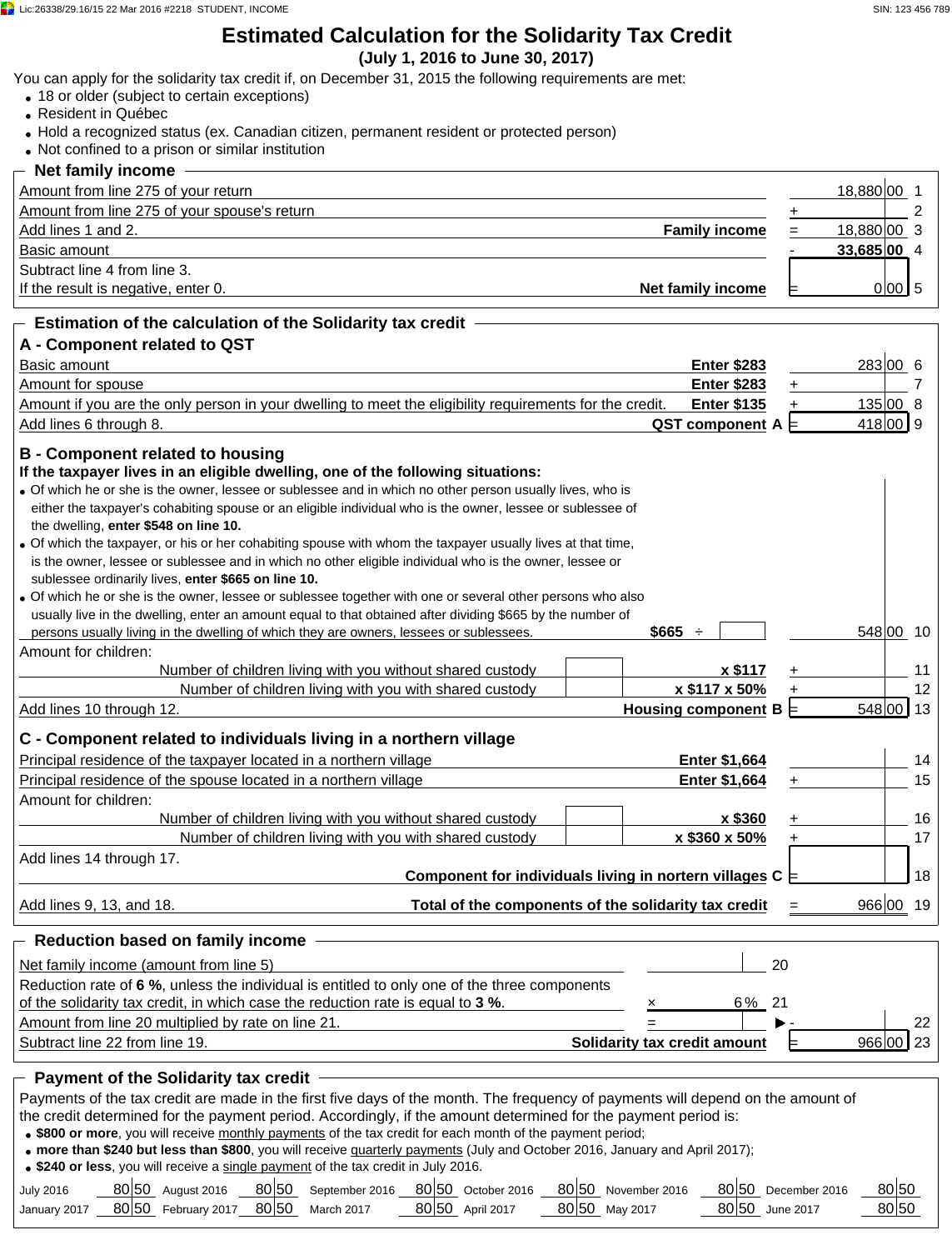# Estimated Calculation for the Solidarity Tax Credit

**(July 1, 2016 to June 30, 2017)**

You can apply for the solidarity tax credit if, on December 31, 2015 the following requirements are met:

- 18 or older (subject to certain exceptions)
- Resident in Québec
- Hold a recognized status (ex. Canadian citizen, permanent resident or protected person)
- Not confined to a prison or similar institution

## Net family income

| Description | | | Amount | Line |
|---|---|---|---|---|
| Amount from line 275 of your return | | | 18,880.00 | 1 |
| Amount from line 275 of your spouse's return | | + | | 2 |
| Add lines 1 and 2. | **Family income** | = | 18,880.00 | 3 |
| Basic amount | | - | **33,685.00** | 4 |
| Subtract line 4 from line 3. If the result is negative, enter 0. | **Net family income** | = | 0.00 | 5 |

## Estimation of the calculation of the Solidarity tax credit

### A - Component related to QST

| Description | | | Amount | Line |
|---|---|---|---|---|
| Basic amount | **Enter $283** | | 283.00 | 6 |
| Amount for spouse | **Enter $283** | + | | 7 |
| Amount if you are the only person in your dwelling to meet the eligibility requirements for the credit. | **Enter $135** | + | 135.00 | 8 |
| Add lines 6 through 8. | **QST component A** | = | 418.00 | 9 |

### B - Component related to housing

**If the taxpayer lives in an eligible dwelling, one of the following situations:**

- Of which he or she is the owner, lessee or sublessee and in which no other person usually lives, who is either the taxpayer's cohabiting spouse or an eligible individual who is the owner, lessee or sublessee of the dwelling, **enter $548 on line 10.**
- Of which the taxpayer, or his or her cohabiting spouse with whom the taxpayer usually lives at that time, is the owner, lessee or sublessee and in which no other eligible individual who is the owner, lessee or sublessee ordinarily lives, **enter $665 on line 10.**
- Of which he or she is the owner, lessee or sublessee together with one or several other persons who also usually live in the dwelling, enter an amount equal to that obtained after dividing $665 by the number of persons usually living in the dwelling of which they are owners, lessees or sublessees. **$665** ÷

| Description | | | | Amount | Line |
|---|---|---|---|---|---|
| (Housing amount) | | | | 548.00 | 10 |
| Amount for children: | | | | | |
| Number of children living with you without shared custody | | **x $117** | + | | 11 |
| Number of children living with you with shared custody | | **x $117 x 50%** | + | | 12 |
| Add lines 10 through 12. | | **Housing component B** | = | 548.00 | 13 |

### C - Component related to individuals living in a northern village

| Description | | | | Amount | Line |
|---|---|---|---|---|---|
| Principal residence of the taxpayer located in a northern village | | **Enter $1,664** | | | 14 |
| Principal residence of the spouse located in a northern village | | **Enter $1,664** | + | | 15 |
| Amount for children: | | | | | |
| Number of children living with you without shared custody | | **x $360** | + | | 16 |
| Number of children living with you with shared custody | | **x $360 x 50%** | + | | 17 |
| Add lines 14 through 17. | | **Component for individuals living in nortern villages C** | = | | 18 |
| Add lines 9, 13, and 18. | | **Total of the components of the solidarity tax credit** | = | 966.00 | 19 |

## Reduction based on family income

| Description | | | | Amount | Line |
|---|---|---|---|---|---|
| Net family income (amount from line 5) | | | 20 | | |
| Reduction rate of **6 %**, unless the individual is entitled to only one of the three components of the solidarity tax credit, in which case the reduction rate is equal to **3 %**. | × | 6 % | 21 | | |
| Amount from line 20 multiplied by rate on line 21. | = | | ► | - | 22 |
| Subtract line 22 from line 19. | | **Solidarity tax credit amount** | | = 966.00 | 23 |

## Payment of the Solidarity tax credit

Payments of the tax credit are made in the first five days of the month. The frequency of payments will depend on the amount of the credit determined for the payment period. Accordingly, if the amount determined for the payment period is:

- **$800 or more**, you will receive monthly payments of the tax credit for each month of the payment period;
- **more than $240 but less than $800**, you will receive quarterly payments (July and October 2016, January and April 2017);
- **$240 or less**, you will receive a single payment of the tax credit in July 2016.

| Month | Amount | Month | Amount | Month | Amount | Month | Amount | Month | Amount | Month | Amount |
|---|---|---|---|---|---|---|---|---|---|---|---|
| July 2016 | 80.50 | August 2016 | 80.50 | September 2016 | 80.50 | October 2016 | 80.50 | November 2016 | 80.50 | December 2016 | 80.50 |
| January 2017 | 80.50 | February 2017 | 80.50 | March 2017 | 80.50 | April 2017 | 80.50 | May 2017 | 80.50 | June 2017 | 80.50 |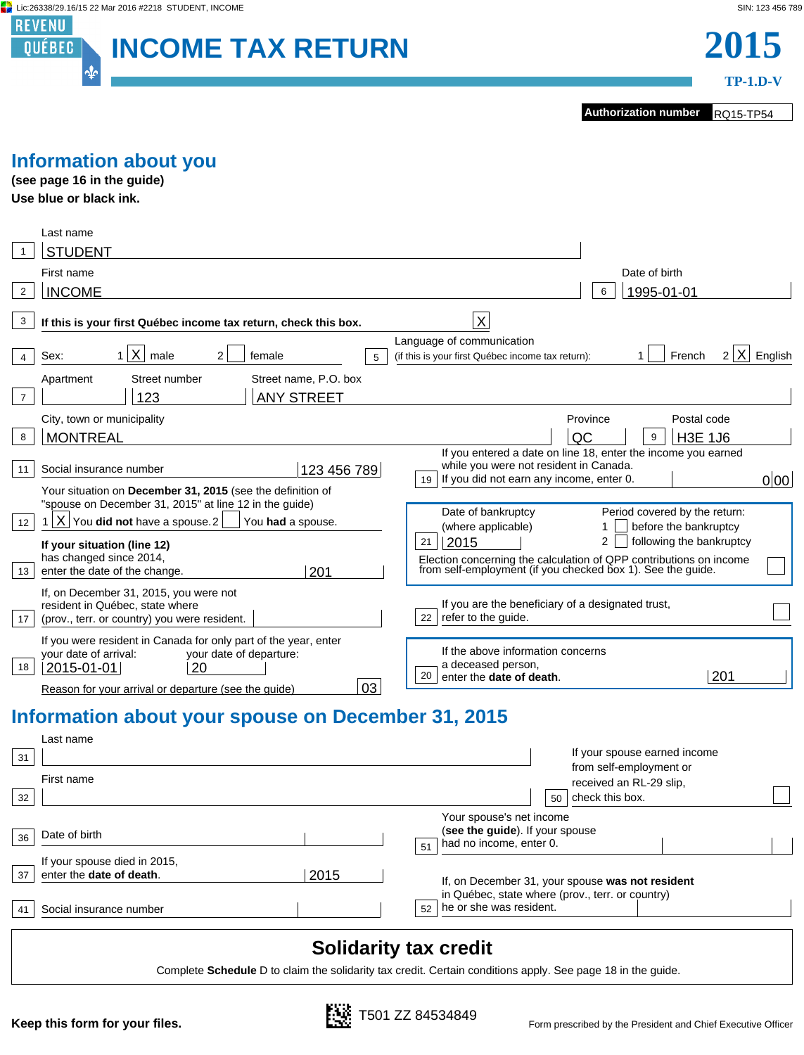Lic:26338/29.16/15 22 Mar 2016 #2218 STUDENT, INCOME SIN: 123 456 789

REVENU QUÉBEC

# INCOME TAX RETURN

# 2015

TP-1.D-V

**Authorization number** RQ15-TP54

## Information about you

**(see page 16 in the guide)**

**Use blue or black ink.**

1 Last name: STUDENT

2 First name: INCOME

6 Date of birth: 1995-01-01

3 **If this is your first Québec income tax return, check this box.** [X]

4 Sex: 1 [X] male 2 [ ] female

5 Language of communication (if this is your first Québec income tax return): 1 [ ] French 2 [X] English

7 Apartment: Street number: 123 Street name, P.O. box: ANY STREET

8 City, town or municipality: MONTREAL Province: QC 9 Postal code: H3E 1J6

11 Social insurance number: 123 456 789

19 If you entered a date on line 18, enter the income you earned while you were not resident in Canada. If you did not earn any income, enter 0. 0|00

12 Your situation on **December 31, 2015** (see the definition of "spouse on December 31, 2015" at line 12 in the guide)
1 [X] You **did not** have a spouse. 2 [ ] You **had** a spouse.

13 **If your situation (line 12)** has changed since 2014, enter the date of the change. 201

21 Date of bankruptcy (where applicable): 2015
Period covered by the return: 1 [ ] before the bankruptcy 2 [ ] following the bankruptcy
Election concerning the calculation of QPP contributions on income from self-employment (if you checked box 1). See the guide. [ ]

17 If, on December 31, 2015, you were not resident in Québec, state where (prov., terr. or country) you were resident.

22 If you are the beneficiary of a designated trust, refer to the guide. [ ]

18 If you were resident in Canada for only part of the year, enter your date of arrival: 2015-01-01 your date of departure: 20
Reason for your arrival or departure (see the guide) 03

20 If the above information concerns a deceased person, enter the **date of death**. 201

## Information about your spouse on December 31, 2015

31 Last name:

32 First name:

50 If your spouse earned income from self-employment or received an RL-29 slip, check this box. [ ]

36 Date of birth:

51 Your spouse's net income (**see the guide**). If your spouse had no income, enter 0.

37 If your spouse died in 2015, enter the **date of death**. 2015

52 If, on December 31, your spouse **was not resident** in Québec, state where (prov., terr. or country) he or she was resident.

41 Social insurance number:

## Solidarity tax credit

Complete **Schedule** D to claim the solidarity tax credit. Certain conditions apply. See page 18 in the guide.

**Keep this form for your files.**

T501 ZZ 84534849

Form prescribed by the President and Chief Executive Officer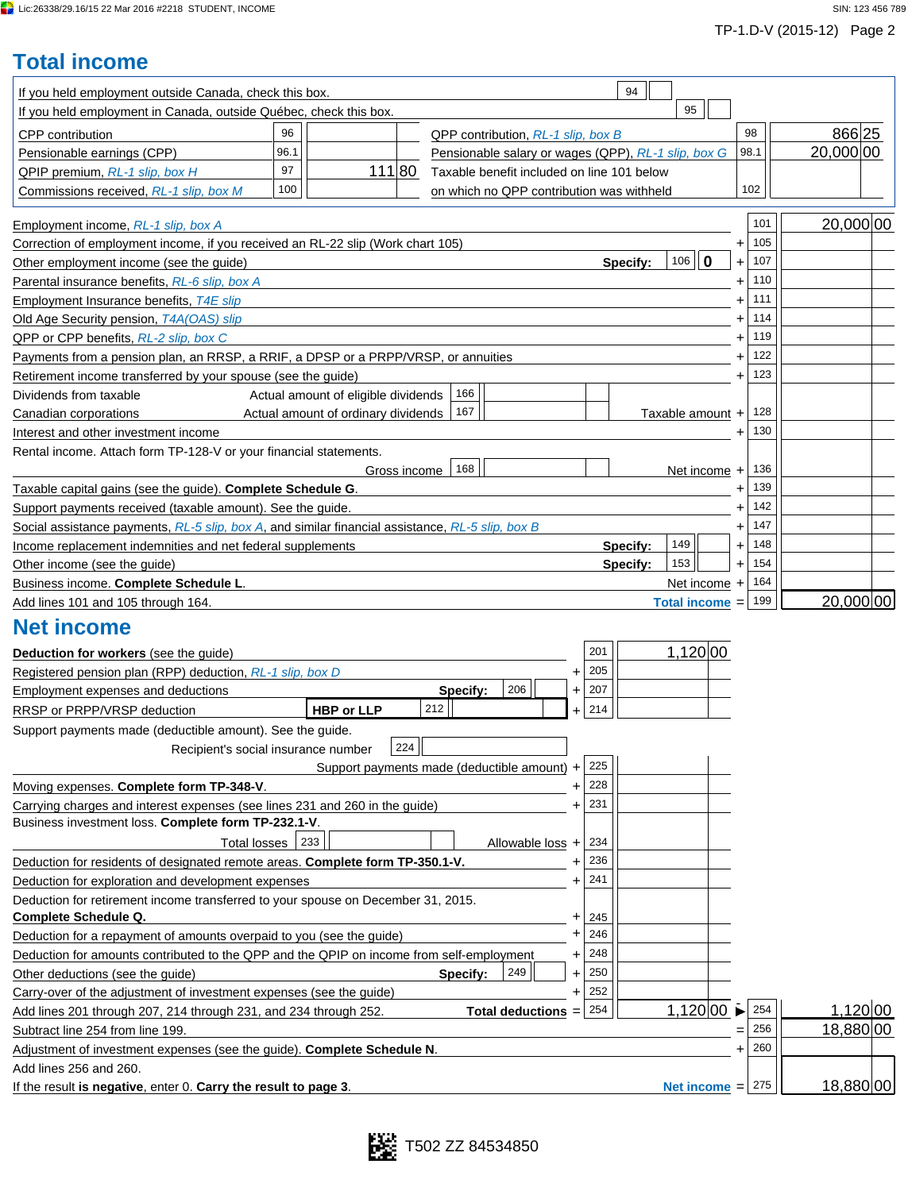Lic:26338/29.16/15 22 Mar 2016 #2218 STUDENT, INCOME SIN: 123 456 789

TP-1.D-V (2015-12) Page 2

## Total income

| | | | | | |
|---|---|---|---|---|---|
| If you held employment outside Canada, check this box. | 94 | | | | |
| If you held employment in Canada, outside Québec, check this box. | | | | 95 | |
| CPP contribution | 96 | | QPP contribution, *RL-1 slip, box B* | 98 | 866 25 |
| Pensionable earnings (CPP) | 96.1 | | Pensionable salary or wages (QPP), *RL-1 slip, box G* | 98.1 | 20,000 00 |
| QPIP premium, *RL-1 slip, box H* | 97 | 111 80 | Taxable benefit included on line 101 below | | |
| Commissions received, *RL-1 slip, box M* | 100 | | on which no QPP contribution was withheld | 102 | |

| Description | | Line | Amount |
|---|---|---|---|
| Employment income, *RL-1 slip, box A* | | 101 | 20,000 00 |
| Correction of employment income, if you received an RL-22 slip (Work chart 105) | + | 105 | |
| Other employment income (see the guide) Specify: 106 0 | + | 107 | |
| Parental insurance benefits, *RL-6 slip, box A* | + | 110 | |
| Employment Insurance benefits, *T4E slip* | + | 111 | |
| Old Age Security pension, *T4A(OAS) slip* | + | 114 | |
| QPP or CPP benefits, *RL-2 slip, box C* | + | 119 | |
| Payments from a pension plan, an RRSP, a RRIF, a DPSP or a PRPP/VRSP, or annuities | + | 122 | |
| Retirement income transferred by your spouse (see the guide) | + | 123 | |
| Dividends from taxable Canadian corporations — Actual amount of eligible dividends 166; Actual amount of ordinary dividends 167; Taxable amount | + | 128 | |
| Interest and other investment income | + | 130 | |
| Rental income. Attach form TP-128-V or your financial statements. Gross income 168; Net income | + | 136 | |
| Taxable capital gains (see the guide). **Complete Schedule G.** | + | 139 | |
| Support payments received (taxable amount). See the guide. | + | 142 | |
| Social assistance payments, *RL-5 slip, box A*, and similar financial assistance, *RL-5 slip, box B* | + | 147 | |
| Income replacement indemnities and net federal supplements Specify: 149 | + | 148 | |
| Other income (see the guide) Specify: 153 | + | 154 | |
| Business income. **Complete Schedule L.** Net income | + | 164 | |
| Add lines 101 and 105 through 164. **Total income** | = | 199 | 20,000 00 |

## Net income

| Description | | Line | Amount | | Line | Amount |
|---|---|---|---|---|---|---|
| **Deduction for workers** (see the guide) | | 201 | 1,120 00 | | | |
| Registered pension plan (RPP) deduction, *RL-1 slip, box D* | + | 205 | | | | |
| Employment expenses and deductions Specify: 206 | + | 207 | | | | |
| RRSP or PRPP/VRSP deduction **HBP or LLP** 212 | + | 214 | | | | |
| Support payments made (deductible amount). See the guide. Recipient's social insurance number 224; Support payments made (deductible amount) | + | 225 | | | | |
| Moving expenses. **Complete form TP-348-V.** | + | 228 | | | | |
| Carrying charges and interest expenses (see lines 231 and 260 in the guide) | + | 231 | | | | |
| Business investment loss. **Complete form TP-232.1-V.** Total losses 233; Allowable loss | + | 234 | | | | |
| Deduction for residents of designated remote areas. **Complete form TP-350.1-V.** | + | 236 | | | | |
| Deduction for exploration and development expenses | + | 241 | | | | |
| Deduction for retirement income transferred to your spouse on December 31, 2015. **Complete Schedule Q.** | + | 245 | | | | |
| Deduction for a repayment of amounts overpaid to you (see the guide) | + | 246 | | | | |
| Deduction for amounts contributed to the QPP and the QPIP on income from self-employment | + | 248 | | | | |
| Other deductions (see the guide) Specify: 249 | + | 250 | | | | |
| Carry-over of the adjustment of investment expenses (see the guide) | + | 252 | | | | |
| Add lines 201 through 207, 214 through 231, and 234 through 252. **Total deductions** | = | 254 | 1,120 00 | ▶ | 254 | 1,120 00 |
| Subtract line 254 from line 199. | | | | = | 256 | 18,880 00 |
| Adjustment of investment expenses (see the guide). **Complete Schedule N.** | | | | + | 260 | |
| Add lines 256 and 260. If the result **is negative**, enter 0. **Carry the result to page 3.** **Net income** | | | | = | 275 | 18,880 00 |

T502 ZZ 84534850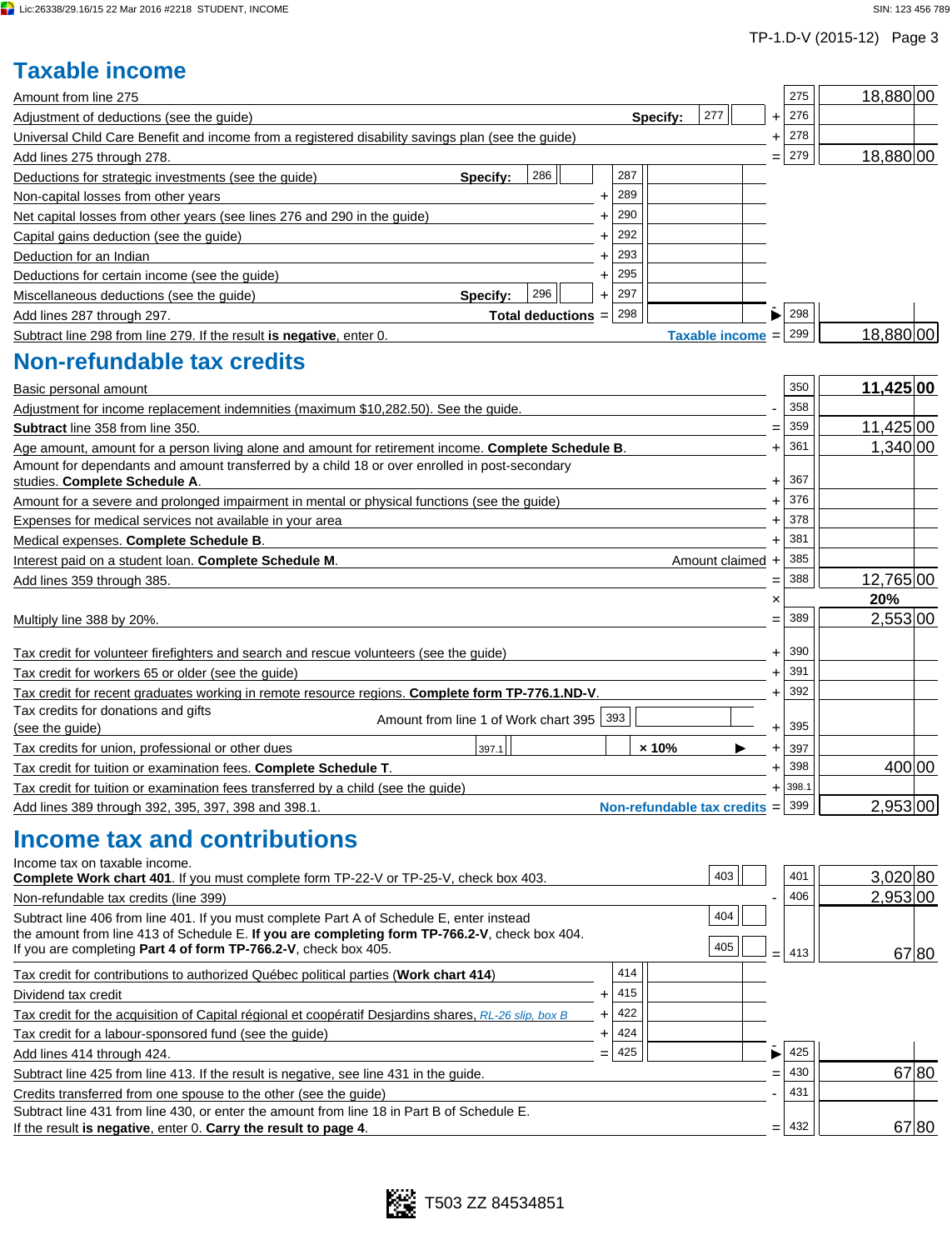## Taxable income

| Description | | | | Line | Amount |
|---|---|---|---|---|---|
| Amount from line 275 | | | | 275 | 18,880 00 |
| Adjustment of deductions (see the guide) | **Specify:** 277 | | + | 276 | |
| Universal Child Care Benefit and income from a registered disability savings plan (see the guide) | | | + | 278 | |
| Add lines 275 through 278. | | | = | 279 | 18,880 00 |
| Deductions for strategic investments (see the guide) | **Specify:** 286 | 287 | | | |
| Non-capital losses from other years | | + 289 | | | |
| Net capital losses from other years (see lines 276 and 290 in the guide) | | + 290 | | | |
| Capital gains deduction (see the guide) | | + 292 | | | |
| Deduction for an Indian | | + 293 | | | |
| Deductions for certain income (see the guide) | | + 295 | | | |
| Miscellaneous deductions (see the guide) | **Specify:** 296 | + 297 | | | |
| Add lines 287 through 297. | **Total deductions** | = 298 | ▶ | 298 | |
| Subtract line 298 from line 279. If the result **is negative**, enter 0. | | | **Taxable income** = | 299 | 18,880 00 |

## Non-refundable tax credits

| Description | | | Line | Amount |
|---|---|---|---|---|
| Basic personal amount | | | 350 | **11,425 00** |
| Adjustment for income replacement indemnities (maximum $10,282.50). See the guide. | | - | 358 | |
| **Subtract** line 358 from line 350. | | = | 359 | 11,425 00 |
| Age amount, amount for a person living alone and amount for retirement income. **Complete Schedule B**. | | + | 361 | 1,340 00 |
| Amount for dependants and amount transferred by a child 18 or over enrolled in post-secondary studies. **Complete Schedule A**. | | + | 367 | |
| Amount for a severe and prolonged impairment in mental or physical functions (see the guide) | | + | 376 | |
| Expenses for medical services not available in your area | | + | 378 | |
| Medical expenses. **Complete Schedule B**. | | + | 381 | |
| Interest paid on a student loan. **Complete Schedule M**. | Amount claimed | + | 385 | |
| Add lines 359 through 385. | | = | 388 | 12,765 00 |
| | | × | | **20%** |
| Multiply line 388 by 20%. | | = | 389 | 2,553 00 |
| Tax credit for volunteer firefighters and search and rescue volunteers (see the guide) | | + | 390 | |
| Tax credit for workers 65 or older (see the guide) | | + | 391 | |
| Tax credit for recent graduates working in remote resource regions. **Complete form TP-776.1.ND-V**. | | + | 392 | |
| Tax credits for donations and gifts (see the guide) | Amount from line 1 of Work chart 395: 393 | + | 395 | |
| Tax credits for union, professional or other dues | 397.1 × 10% ▶ | + | 397 | |
| Tax credit for tuition or examination fees. **Complete Schedule T**. | | + | 398 | 400 00 |
| Tax credit for tuition or examination fees transferred by a child (see the guide) | | + | 398.1 | |
| Add lines 389 through 392, 395, 397, 398 and 398.1. | **Non-refundable tax credits** | = | 399 | 2,953 00 |

## Income tax and contributions

| Description | | | Line | Amount |
|---|---|---|---|---|
| Income tax on taxable income. **Complete Work chart 401**. If you must complete form TP-22-V or TP-25-V, check box 403. | 403 | | 401 | 3,020 80 |
| Non-refundable tax credits (line 399) | | - | 406 | 2,953 00 |
| Subtract line 406 from line 401. If you must complete Part A of Schedule E, enter instead the amount from line 413 of Schedule E. **If you are completing form TP-766.2-V**, check box 404. If you are completing **Part 4 of form TP-766.2-V**, check box 405. | 404 / 405 | = | 413 | 67 80 |
| Tax credit for contributions to authorized Québec political parties (**Work chart 414**) | 414 | | | |
| Dividend tax credit | + 415 | | | |
| Tax credit for the acquisition of Capital régional et coopératif Desjardins shares, *RL-26 slip, box B* | + 422 | | | |
| Tax credit for a labour-sponsored fund (see the guide) | + 424 | | | |
| Add lines 414 through 424. | = 425 | ▶ | 425 | |
| Subtract line 425 from line 413. If the result is negative, see line 431 in the guide. | | = | 430 | 67 80 |
| Credits transferred from one spouse to the other (see the guide) | | - | 431 | |
| Subtract line 431 from line 430, or enter the amount from line 18 in Part B of Schedule E. If the result **is negative**, enter 0. **Carry the result to page 4**. | | = | 432 | 67 80 |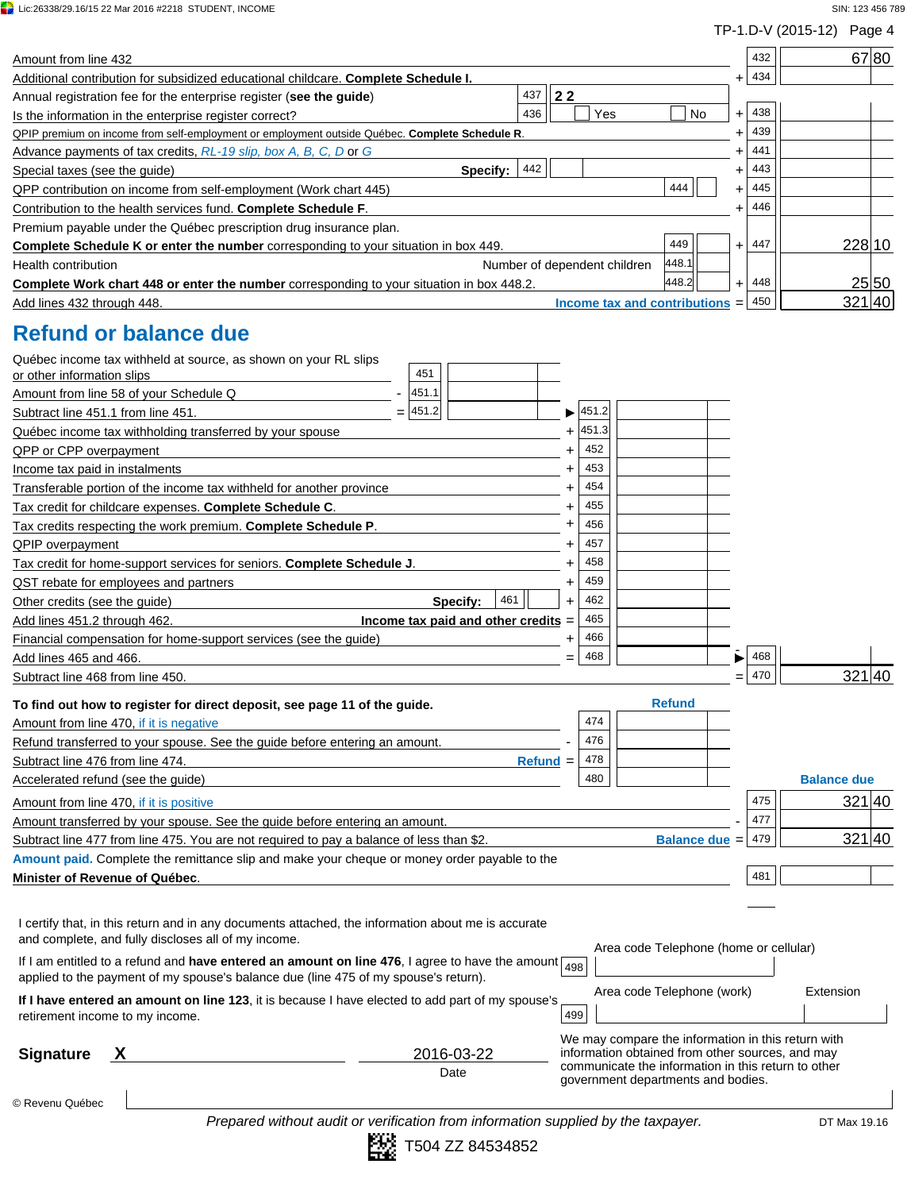TP-1.D-V (2015-12) Page 4

| Description | | Line | Amount |
|---|---|---|---|
| Amount from line 432 | | 432 | 67 80 |
| Additional contribution for subsidized educational childcare. **Complete Schedule I.** | + | 434 | |
| Annual registration fee for the enterprise register (**see the guide**) 437: 22 | | | |
| Is the information in the enterprise register correct? 436: ☐ Yes ☐ No | + | 438 | |
| QPIP premium on income from self-employment or employment outside Québec. **Complete Schedule R**. | + | 439 | |
| Advance payments of tax credits, *RL-19 slip, box A, B, C, D* or *G* | + | 441 | |
| Special taxes (see the guide) **Specify:** 442 | + | 443 | |
| QPP contribution on income from self-employment (Work chart 445) 444 | + | 445 | |
| Contribution to the health services fund. **Complete Schedule F**. | + | 446 | |
| Premium payable under the Québec prescription drug insurance plan. **Complete Schedule K or enter the number** corresponding to your situation in box 449. 449 | + | 447 | 228 10 |
| Health contribution — Number of dependent children 448.1 — **Complete Work chart 448 or enter the number** corresponding to your situation in box 448.2. 448.2 | + | 448 | 25 50 |
| Add lines 432 through 448. **Income tax and contributions** | = | 450 | 321 40 |

# Refund or balance due

| Description | | Line | Amount | | Line | Amount |
|---|---|---|---|---|---|---|
| Québec income tax withheld at source, as shown on your RL slips or other information slips | | 451 | | | | |
| Amount from line 58 of your Schedule Q | - | 451.1 | | | | |
| Subtract line 451.1 from line 451. | = | 451.2 | | ▶ | 451.2 | |
| Québec income tax withholding transferred by your spouse | | | | + | 451.3 | |
| QPP or CPP overpayment | | | | + | 452 | |
| Income tax paid in instalments | | | | + | 453 | |
| Transferable portion of the income tax withheld for another province | | | | + | 454 | |
| Tax credit for childcare expenses. **Complete Schedule C**. | | | | + | 455 | |
| Tax credits respecting the work premium. **Complete Schedule P**. | | | | + | 456 | |
| QPIP overpayment | | | | + | 457 | |
| Tax credit for home-support services for seniors. **Complete Schedule J**. | | | | + | 458 | |
| QST rebate for employees and partners | | | | + | 459 | |
| Other credits (see the guide) **Specify:** 461 | | | | + | 462 | |
| Add lines 451.2 through 462. **Income tax paid and other credits** | | | | = | 465 | |
| Financial compensation for home-support services (see the guide) | | | | + | 466 | |
| Add lines 465 and 466. | | | | = | 468 | |

| Description | | Line | Amount |
|---|---|---|---|
| ▶ | | 468 | |
| Subtract line 468 from line 450. | = | 470 | 321 40 |

**To find out how to register for direct deposit, see page 11 of the guide.**

| Refund | | Line | Amount |
|---|---|---|---|
| Amount from line 470, *if it is negative* | | 474 | |
| Refund transferred to your spouse. See the guide before entering an amount. | - | 476 | |
| Subtract line 476 from line 474. **Refund** | = | 478 | |
| Accelerated refund (see the guide) | | 480 | |

| Balance due | | Line | Amount |
|---|---|---|---|
| Amount from line 470, *if it is positive* | | 475 | 321 40 |
| Amount transferred by your spouse. See the guide before entering an amount. | - | 477 | |
| Subtract line 477 from line 475. You are not required to pay a balance of less than $2. **Balance due** | = | 479 | 321 40 |
| **Amount paid.** Complete the remittance slip and make your cheque or money order payable to the **Minister of Revenue of Québec**. | | 481 | |

I certify that, in this return and in any documents attached, the information about me is accurate and complete, and fully discloses all of my income.

If I am entitled to a refund and **have entered an amount on line 476**, I agree to have the amount applied to the payment of my spouse's balance due (line 475 of my spouse's return). 498

**If I have entered an amount on line 123**, it is because I have elected to add part of my spouse's retirement income to my income. 499

Area code Telephone (home or cellular)

Area code Telephone (work) Extension

**Signature** **X** \_\_\_\_\_\_\_\_\_\_ 2016-03-22 Date

We may compare the information in this return with information obtained from other sources, and may communicate the information in this return to other government departments and bodies.

© Revenu Québec

*Prepared without audit or verification from information supplied by the taxpayer.*

T504 ZZ 84534852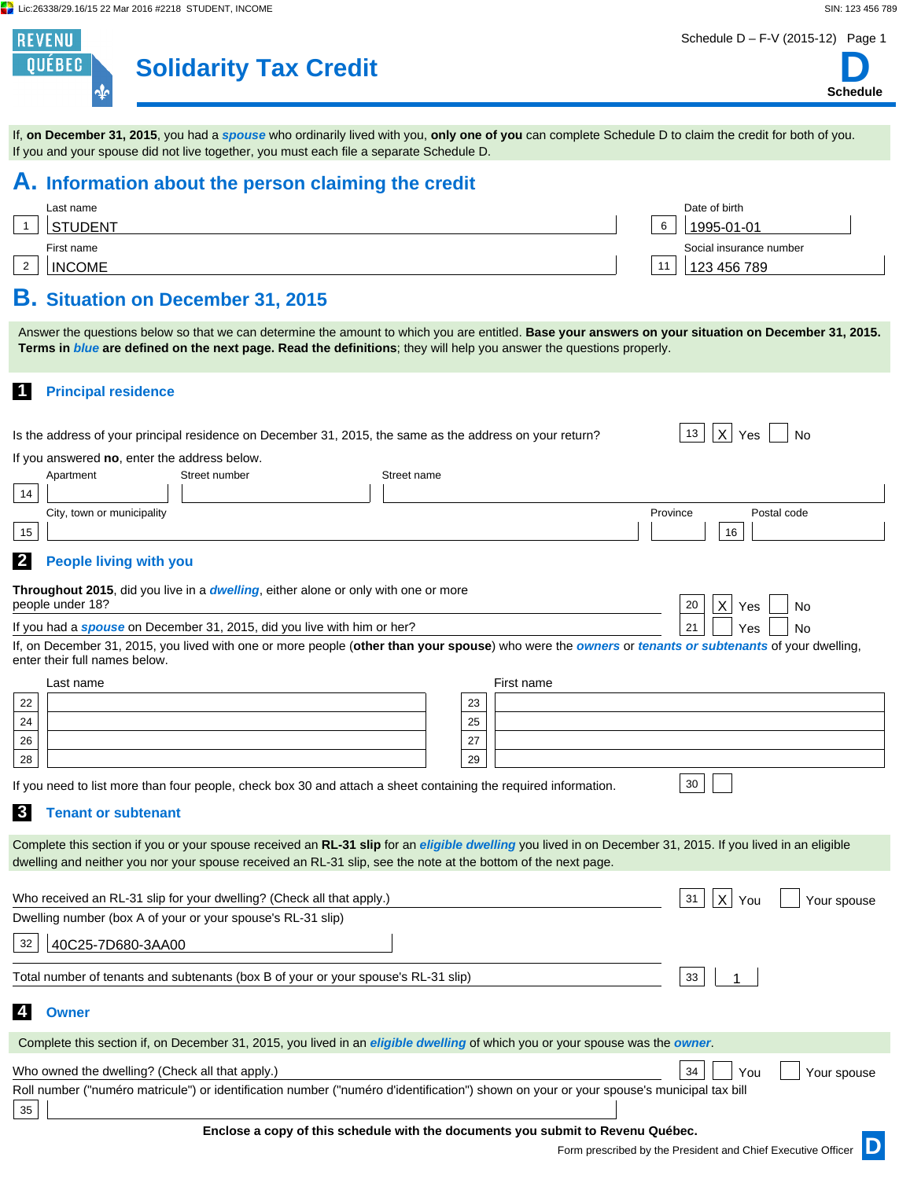# Solidarity Tax Credit

Schedule D – F-V (2015-12)

**D** Schedule

If, **on December 31, 2015**, you had a ***spouse*** who ordinarily lived with you, **only one of you** can complete Schedule D to claim the credit for both of you. If you and your spouse did not live together, you must each file a separate Schedule D.

## A. Information about the person claiming the credit

| | Field | Value |
|---|---|---|
| 1 | Last name | STUDENT |
| 2 | First name | INCOME |
| 6 | Date of birth | 1995-01-01 |
| 11 | Social insurance number | 123 456 789 |

## B. Situation on December 31, 2015

Answer the questions below so that we can determine the amount to which you are entitled. **Base your answers on your situation on December 31, 2015. Terms in *blue* are defined on the next page. Read the definitions**; they will help you answer the questions properly.

### 1 Principal residence

Is the address of your principal residence on December 31, 2015, the same as the address on your return? 13 [X] Yes [ ] No

If you answered **no**, enter the address below.

| | Apartment | Street number | Street name |
|---|---|---|---|
| 14 | | | |

| | City, town or municipality | Province | 16 Postal code |
|---|---|---|---|
| 15 | | | |

### 2 People living with you

**Throughout 2015**, did you live in a ***dwelling***, either alone or only with one or more people under 18? 20 [X] Yes [ ] No

If you had a ***spouse*** on December 31, 2015, did you live with him or her? 21 [ ] Yes [ ] No

If, on December 31, 2015, you lived with one or more people (**other than your spouse**) who were the ***owners*** or ***tenants or subtenants*** of your dwelling, enter their full names below.

| | Last name | | First name |
|---|---|---|---|
| 22 | | 23 | |
| 24 | | 25 | |
| 26 | | 27 | |
| 28 | | 29 | |

If you need to list more than four people, check box 30 and attach a sheet containing the required information. 30 [ ]

### 3 Tenant or subtenant

Complete this section if you or your spouse received an **RL-31 slip** for an ***eligible dwelling*** you lived in on December 31, 2015. If you lived in an eligible dwelling and neither you nor your spouse received an RL-31 slip, see the note at the bottom of the next page.

Who received an RL-31 slip for your dwelling? (Check all that apply.) 31 [X] You [ ] Your spouse

Dwelling number (box A of your or your spouse's RL-31 slip)

32 40C25-7D680-3AA00

Total number of tenants and subtenants (box B of your or your spouse's RL-31 slip) 33 1

### 4 Owner

Complete this section if, on December 31, 2015, you lived in an ***eligible dwelling*** of which you or your spouse was the ***owner***.

Who owned the dwelling? (Check all that apply.) 34 [ ] You [ ] Your spouse

Roll number ("numéro matricule") or identification number ("numéro d'identification") shown on your or your spouse's municipal tax bill

35

**Enclose a copy of this schedule with the documents you submit to Revenu Québec.**

Form prescribed by the President and Chief Executive Officer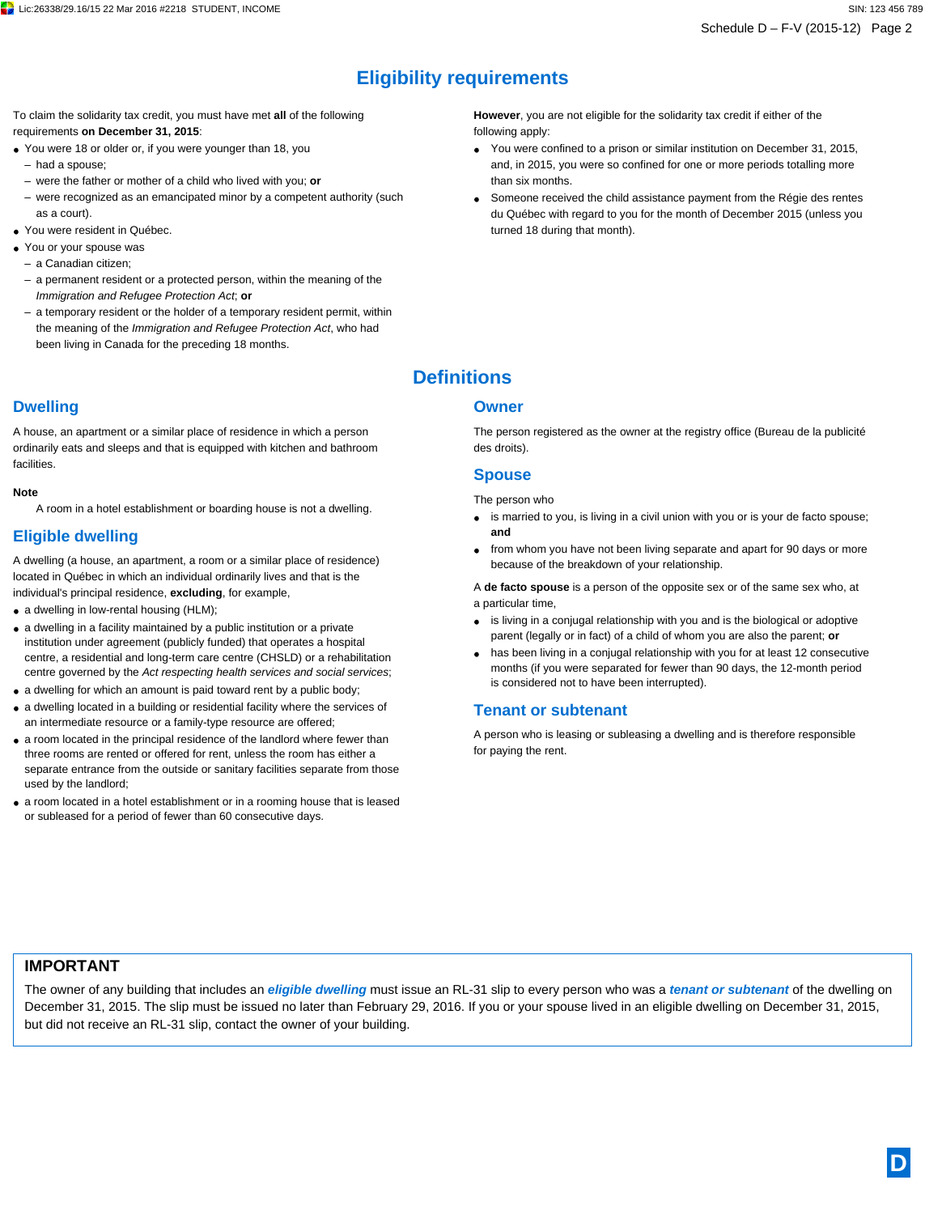## Eligibility requirements

To claim the solidarity tax credit, you must have met **all** of the following requirements **on December 31, 2015**:

- You were 18 or older or, if you were younger than 18, you
  - had a spouse;
  - were the father or mother of a child who lived with you; **or**
  - were recognized as an emancipated minor by a competent authority (such as a court).
- You were resident in Québec.
- You or your spouse was
  - a Canadian citizen;
  - a permanent resident or a protected person, within the meaning of the *Immigration and Refugee Protection Act*; **or**
  - a temporary resident or the holder of a temporary resident permit, within the meaning of the *Immigration and Refugee Protection Act*, who had been living in Canada for the preceding 18 months.

**However**, you are not eligible for the solidarity tax credit if either of the following apply:

- You were confined to a prison or similar institution on December 31, 2015, and, in 2015, you were so confined for one or more periods totalling more than six months.
- Someone received the child assistance payment from the Régie des rentes du Québec with regard to you for the month of December 2015 (unless you turned 18 during that month).

## Definitions

### Dwelling

A house, an apartment or a similar place of residence in which a person ordinarily eats and sleeps and that is equipped with kitchen and bathroom facilities.

**Note**

A room in a hotel establishment or boarding house is not a dwelling.

### Eligible dwelling

A dwelling (a house, an apartment, a room or a similar place of residence) located in Québec in which an individual ordinarily lives and that is the individual's principal residence, **excluding**, for example,

- a dwelling in low-rental housing (HLM);
- a dwelling in a facility maintained by a public institution or a private institution under agreement (publicly funded) that operates a hospital centre, a residential and long-term care centre (CHSLD) or a rehabilitation centre governed by the *Act respecting health services and social services*;
- a dwelling for which an amount is paid toward rent by a public body;
- a dwelling located in a building or residential facility where the services of an intermediate resource or a family-type resource are offered;
- a room located in the principal residence of the landlord where fewer than three rooms are rented or offered for rent, unless the room has either a separate entrance from the outside or sanitary facilities separate from those used by the landlord;
- a room located in a hotel establishment or in a rooming house that is leased or subleased for a period of fewer than 60 consecutive days.

### Owner

The person registered as the owner at the registry office (Bureau de la publicité des droits).

### Spouse

The person who

- is married to you, is living in a civil union with you or is your de facto spouse; **and**
- from whom you have not been living separate and apart for 90 days or more because of the breakdown of your relationship.

A **de facto spouse** is a person of the opposite sex or of the same sex who, at a particular time,

- is living in a conjugal relationship with you and is the biological or adoptive parent (legally or in fact) of a child of whom you are also the parent; **or**
- has been living in a conjugal relationship with you for at least 12 consecutive months (if you were separated for fewer than 90 days, the 12-month period is considered not to have been interrupted).

### Tenant or subtenant

A person who is leasing or subleasing a dwelling and is therefore responsible for paying the rent.

**IMPORTANT**

The owner of any building that includes an ***eligible dwelling*** must issue an RL-31 slip to every person who was a ***tenant or subtenant*** of the dwelling on December 31, 2015. The slip must be issued no later than February 29, 2016. If you or your spouse lived in an eligible dwelling on December 31, 2015, but did not receive an RL-31 slip, contact the owner of your building.